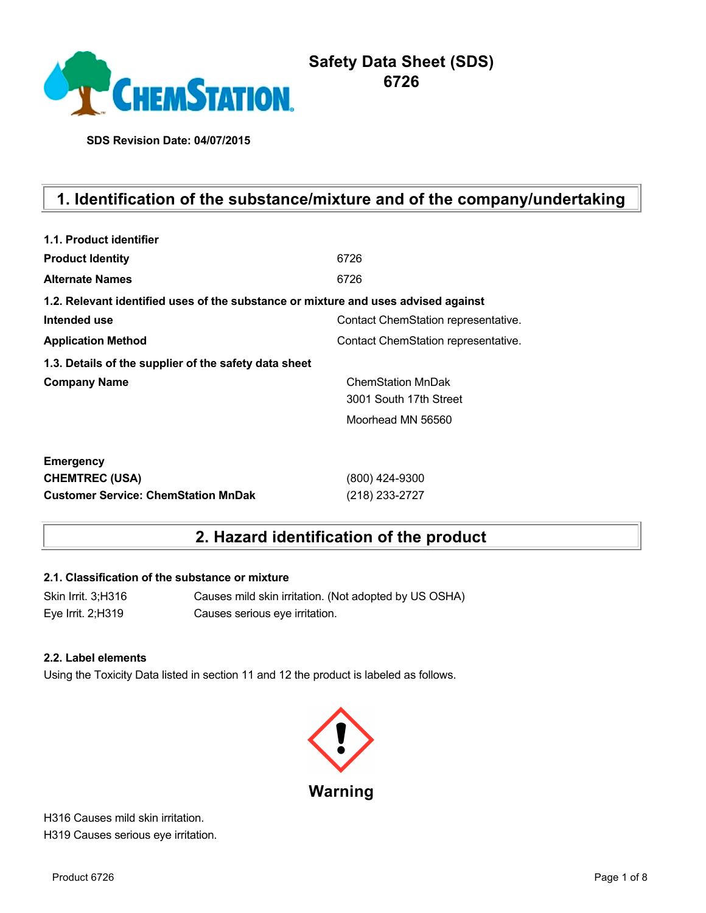# Safety Data Sheet (SDS)
# 6726

**SDS Revision Date: 04/07/2015**

## 1. Identification of the substance/mixture and of the company/undertaking

**1.1. Product identifier**

| | |
|---|---|
| **Product Identity** | 6726 |
| **Alternate Names** | 6726 |

**1.2. Relevant identified uses of the substance or mixture and uses advised against**

| | |
|---|---|
| **Intended use** | Contact ChemStation representative. |
| **Application Method** | Contact ChemStation representative. |

**1.3. Details of the supplier of the safety data sheet**

| | |
|---|---|
| **Company Name** | ChemStation MnDak<br>3001 South 17th Street<br>Moorhead MN 56560 |

**Emergency**

| | |
|---|---|
| **CHEMTREC (USA)** | (800) 424-9300 |
| **Customer Service: ChemStation MnDak** | (218) 233-2727 |

## 2. Hazard identification of the product

**2.1. Classification of the substance or mixture**

| | |
|---|---|
| Skin Irrit. 3;H316 | Causes mild skin irritation. (Not adopted by US OSHA) |
| Eye Irrit. 2;H319 | Causes serious eye irritation. |

**2.2. Label elements**

Using the Toxicity Data listed in section 11 and 12 the product is labeled as follows.

**Warning**

H316 Causes mild skin irritation.
H319 Causes serious eye irritation.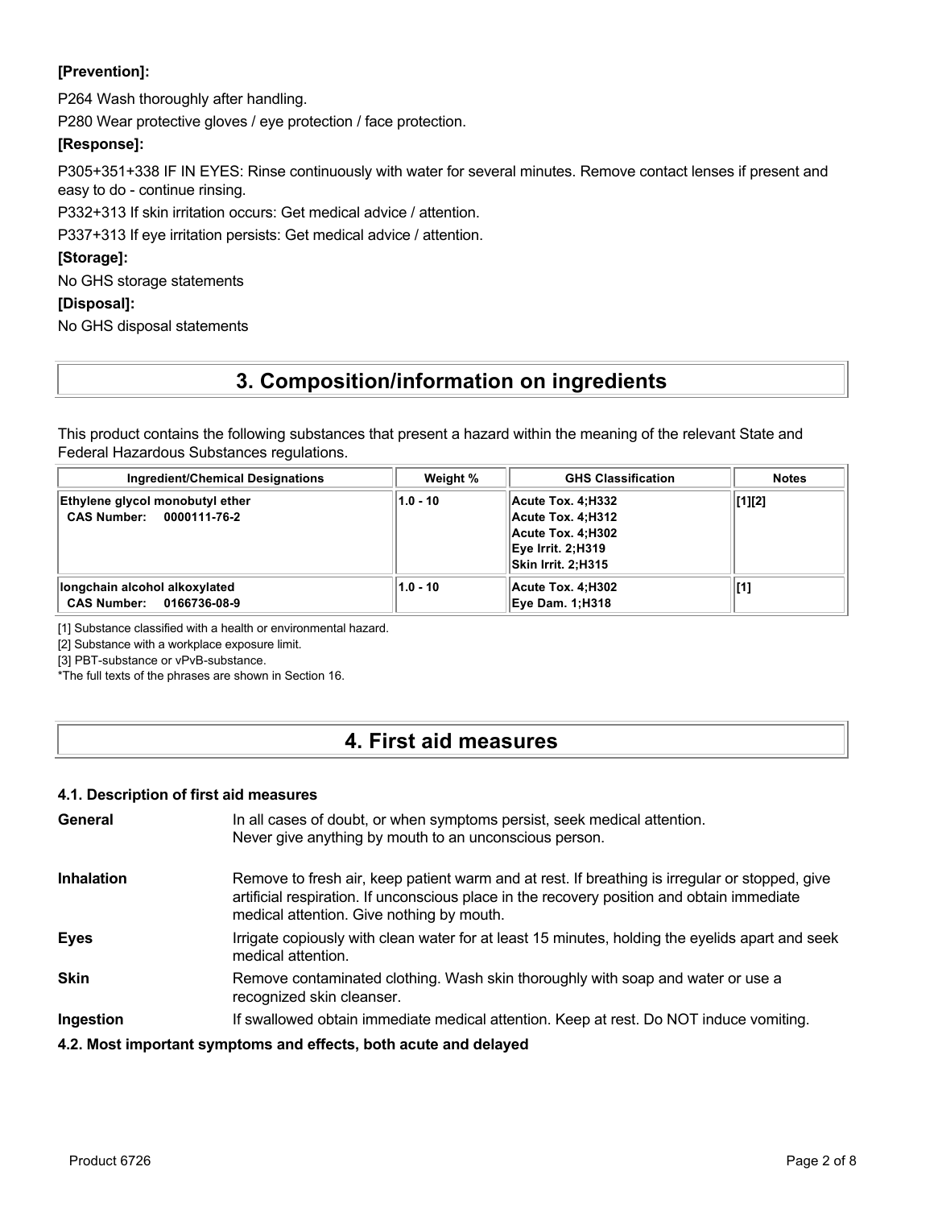**[Prevention]:**

P264 Wash thoroughly after handling.

P280 Wear protective gloves / eye protection / face protection.

**[Response]:**

P305+351+338 IF IN EYES: Rinse continuously with water for several minutes. Remove contact lenses if present and easy to do - continue rinsing.

P332+313 If skin irritation occurs: Get medical advice / attention.

P337+313 If eye irritation persists: Get medical advice / attention.

**[Storage]:**

No GHS storage statements

**[Disposal]:**

No GHS disposal statements

# 3. Composition/information on ingredients

This product contains the following substances that present a hazard within the meaning of the relevant State and Federal Hazardous Substances regulations.

| Ingredient/Chemical Designations | Weight % | GHS Classification | Notes |
|---|---|---|---|
| **Ethylene glycol monobutyl ether**<br>**CAS Number: 0000111-76-2** | 1.0 - 10 | Acute Tox. 4;H332<br>Acute Tox. 4;H312<br>Acute Tox. 4;H302<br>Eye Irrit. 2;H319<br>Skin Irrit. 2;H315 | [1][2] |
| **longchain alcohol alkoxylated**<br>**CAS Number: 0166736-08-9** | 1.0 - 10 | Acute Tox. 4;H302<br>Eye Dam. 1;H318 | [1] |

[1] Substance classified with a health or environmental hazard.

[2] Substance with a workplace exposure limit.

[3] PBT-substance or vPvB-substance.

*The full texts of the phrases are shown in Section 16.

# 4. First aid measures

### 4.1. Description of first aid measures

**General** In all cases of doubt, or when symptoms persist, seek medical attention. Never give anything by mouth to an unconscious person.

**Inhalation** Remove to fresh air, keep patient warm and at rest. If breathing is irregular or stopped, give artificial respiration. If unconscious place in the recovery position and obtain immediate medical attention. Give nothing by mouth.

**Eyes** Irrigate copiously with clean water for at least 15 minutes, holding the eyelids apart and seek medical attention.

**Skin** Remove contaminated clothing. Wash skin thoroughly with soap and water or use a recognized skin cleanser.

**Ingestion** If swallowed obtain immediate medical attention. Keep at rest. Do NOT induce vomiting.

### 4.2. Most important symptoms and effects, both acute and delayed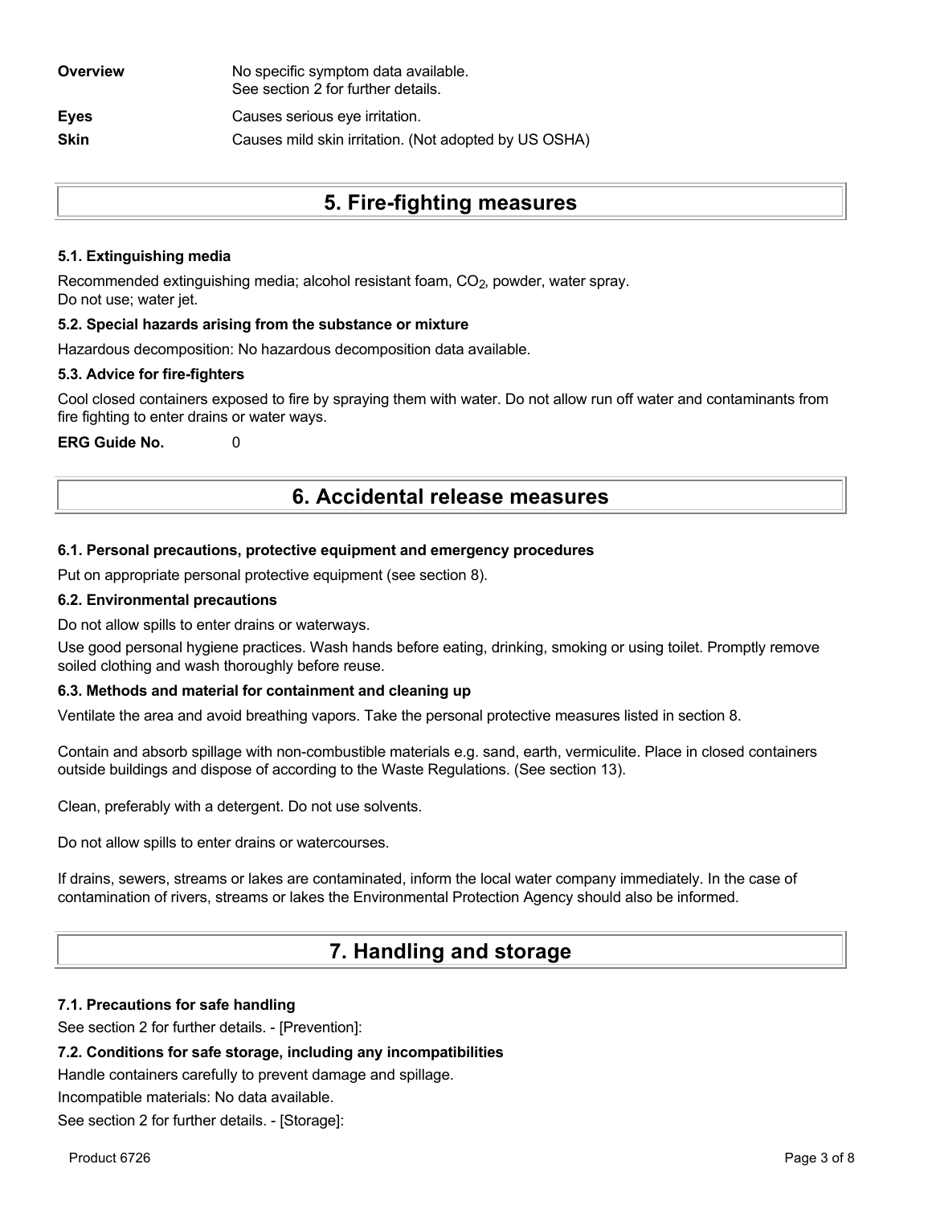| | |
|---|---|
| **Overview** | No specific symptom data available.<br>See section 2 for further details. |
| **Eyes** | Causes serious eye irritation. |
| **Skin** | Causes mild skin irritation. (Not adopted by US OSHA) |

# 5. Fire-fighting measures

### 5.1. Extinguishing media

Recommended extinguishing media; alcohol resistant foam, $CO_2$, powder, water spray.
Do not use; water jet.

### 5.2. Special hazards arising from the substance or mixture

Hazardous decomposition: No hazardous decomposition data available.

### 5.3. Advice for fire-fighters

Cool closed containers exposed to fire by spraying them with water. Do not allow run off water and contaminants from fire fighting to enter drains or water ways.

**ERG Guide No.** 0

# 6. Accidental release measures

### 6.1. Personal precautions, protective equipment and emergency procedures

Put on appropriate personal protective equipment (see section 8).

### 6.2. Environmental precautions

Do not allow spills to enter drains or waterways.

Use good personal hygiene practices. Wash hands before eating, drinking, smoking or using toilet. Promptly remove soiled clothing and wash thoroughly before reuse.

### 6.3. Methods and material for containment and cleaning up

Ventilate the area and avoid breathing vapors. Take the personal protective measures listed in section 8.

Contain and absorb spillage with non-combustible materials e.g. sand, earth, vermiculite. Place in closed containers outside buildings and dispose of according to the Waste Regulations. (See section 13).

Clean, preferably with a detergent. Do not use solvents.

Do not allow spills to enter drains or watercourses.

If drains, sewers, streams or lakes are contaminated, inform the local water company immediately. In the case of contamination of rivers, streams or lakes the Environmental Protection Agency should also be informed.

# 7. Handling and storage

### 7.1. Precautions for safe handling

See section 2 for further details. - [Prevention]:

### 7.2. Conditions for safe storage, including any incompatibilities

Handle containers carefully to prevent damage and spillage.

Incompatible materials: No data available.

See section 2 for further details. - [Storage]: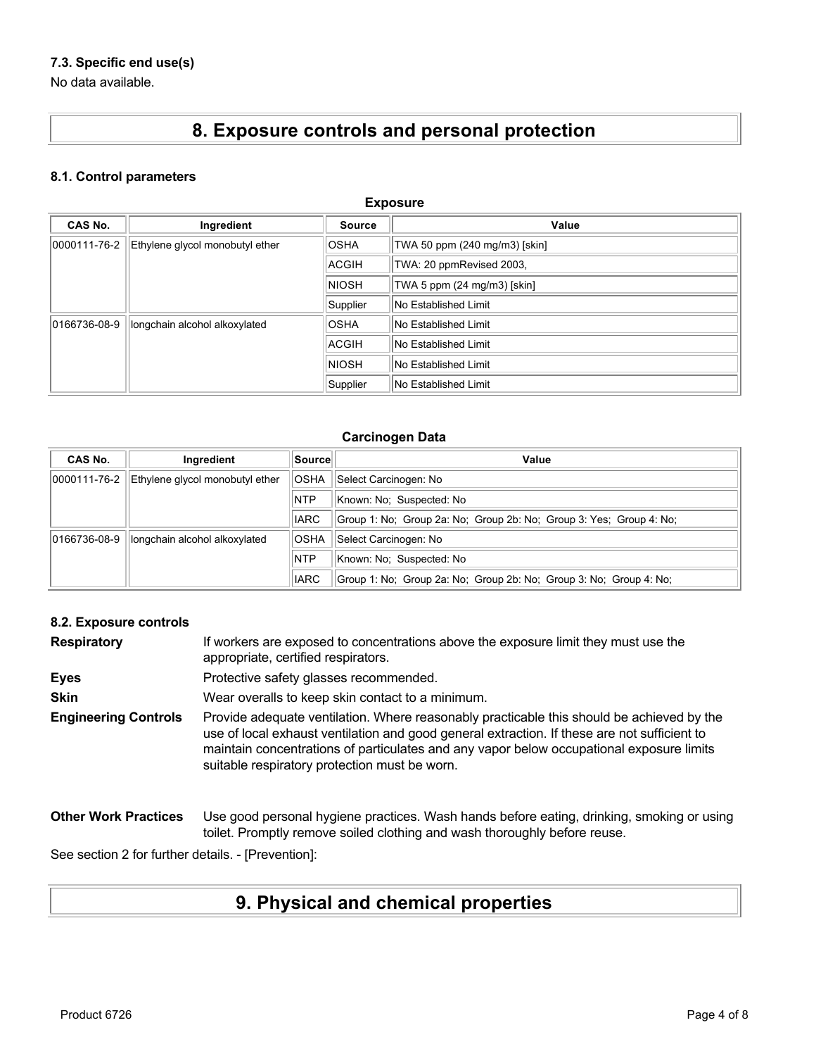### 7.3. Specific end use(s)

No data available.

# 8. Exposure controls and personal protection

### 8.1. Control parameters

**Exposure**

| CAS No. | Ingredient | Source | Value |
|---|---|---|---|
| 0000111-76-2 | Ethylene glycol monobutyl ether | OSHA | TWA 50 ppm (240 mg/m3) [skin] |
| | | ACGIH | TWA: 20 ppmRevised 2003, |
| | | NIOSH | TWA 5 ppm (24 mg/m3) [skin] |
| | | Supplier | No Established Limit |
| 0166736-08-9 | longchain alcohol alkoxylated | OSHA | No Established Limit |
| | | ACGIH | No Established Limit |
| | | NIOSH | No Established Limit |
| | | Supplier | No Established Limit |

**Carcinogen Data**

| CAS No. | Ingredient | Source | Value |
|---|---|---|---|
| 0000111-76-2 | Ethylene glycol monobutyl ether | OSHA | Select Carcinogen: No |
| | | NTP | Known: No; Suspected: No |
| | | IARC | Group 1: No; Group 2a: No; Group 2b: No; Group 3: Yes; Group 4: No; |
| 0166736-08-9 | longchain alcohol alkoxylated | OSHA | Select Carcinogen: No |
| | | NTP | Known: No; Suspected: No |
| | | IARC | Group 1: No; Group 2a: No; Group 2b: No; Group 3: No; Group 4: No; |

### 8.2. Exposure controls

**Respiratory** If workers are exposed to concentrations above the exposure limit they must use the appropriate, certified respirators.

**Eyes** Protective safety glasses recommended.

**Skin** Wear overalls to keep skin contact to a minimum.

**Engineering Controls** Provide adequate ventilation. Where reasonably practicable this should be achieved by the use of local exhaust ventilation and good general extraction. If these are not sufficient to maintain concentrations of particulates and any vapor below occupational exposure limits suitable respiratory protection must be worn.

**Other Work Practices** Use good personal hygiene practices. Wash hands before eating, drinking, smoking or using toilet. Promptly remove soiled clothing and wash thoroughly before reuse.

See section 2 for further details. - [Prevention]:

# 9. Physical and chemical properties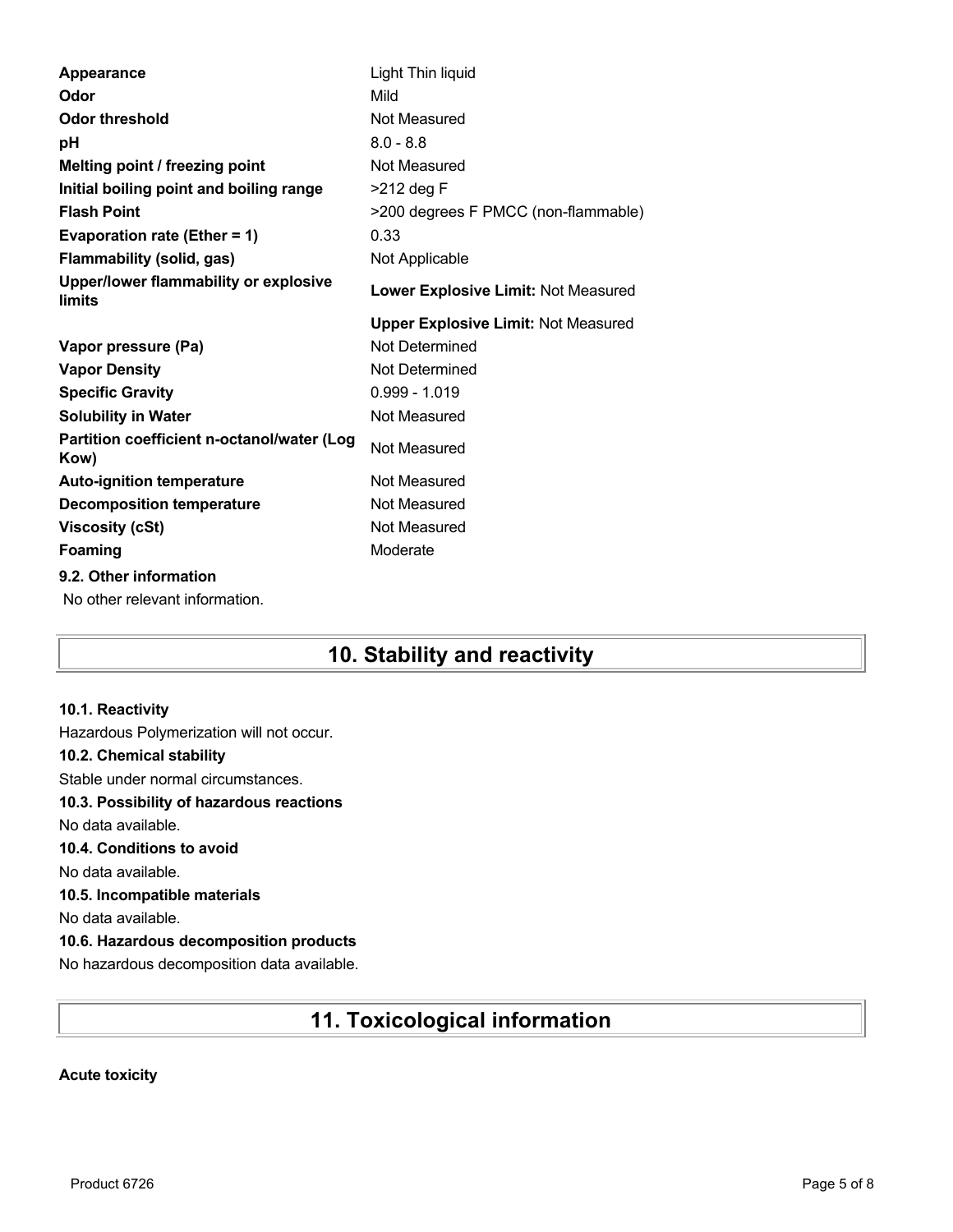| | |
|---|---|
| **Appearance** | Light Thin liquid |
| **Odor** | Mild |
| **Odor threshold** | Not Measured |
| **pH** | 8.0 - 8.8 |
| **Melting point / freezing point** | Not Measured |
| **Initial boiling point and boiling range** | >212 deg F |
| **Flash Point** | >200 degrees F PMCC (non-flammable) |
| **Evaporation rate (Ether = 1)** | 0.33 |
| **Flammability (solid, gas)** | Not Applicable |
| **Upper/lower flammability or explosive limits** | **Lower Explosive Limit:** Not Measured |
| | **Upper Explosive Limit:** Not Measured |
| **Vapor pressure (Pa)** | Not Determined |
| **Vapor Density** | Not Determined |
| **Specific Gravity** | 0.999 - 1.019 |
| **Solubility in Water** | Not Measured |
| **Partition coefficient n-octanol/water (Log Kow)** | Not Measured |
| **Auto-ignition temperature** | Not Measured |
| **Decomposition temperature** | Not Measured |
| **Viscosity (cSt)** | Not Measured |
| **Foaming** | Moderate |

**9.2. Other information**

No other relevant information.

# 10. Stability and reactivity

**10.1. Reactivity**

Hazardous Polymerization will not occur.

**10.2. Chemical stability**

Stable under normal circumstances.

**10.3. Possibility of hazardous reactions**

No data available.

**10.4. Conditions to avoid**

No data available.

**10.5. Incompatible materials**

No data available.

**10.6. Hazardous decomposition products**

No hazardous decomposition data available.

# 11. Toxicological information

**Acute toxicity**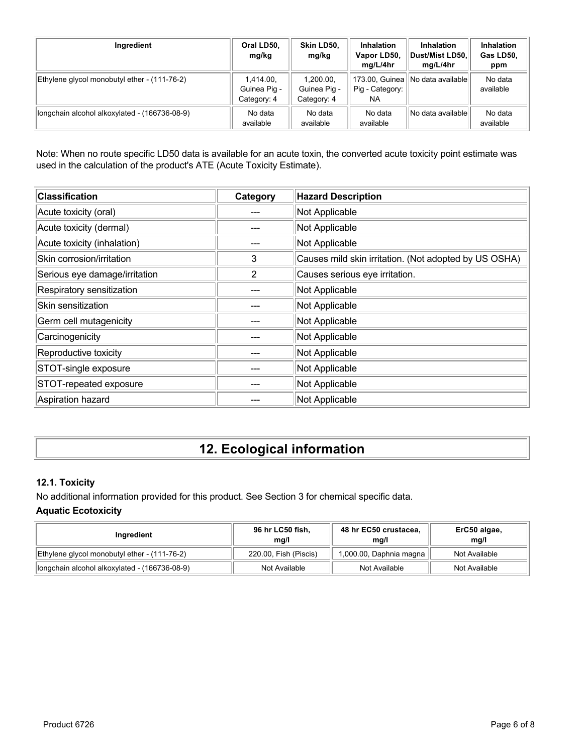| Ingredient | Oral LD50, mg/kg | Skin LD50, mg/kg | Inhalation Vapor LD50, mg/L/4hr | Inhalation Dust/Mist LD50, mg/L/4hr | Inhalation Gas LD50, ppm |
|---|---|---|---|---|---|
| Ethylene glycol monobutyl ether - (111-76-2) | 1,414.00, Guinea Pig - Category: 4 | 1,200.00, Guinea Pig - Category: 4 | 173.00, Guinea Pig - Category: NA | No data available | No data available |
| longchain alcohol alkoxylated - (166736-08-9) | No data available | No data available | No data available | No data available | No data available |

Note: When no route specific LD50 data is available for an acute toxin, the converted acute toxicity point estimate was used in the calculation of the product's ATE (Acute Toxicity Estimate).

| Classification | Category | Hazard Description |
|---|---|---|
| Acute toxicity (oral) | --- | Not Applicable |
| Acute toxicity (dermal) | --- | Not Applicable |
| Acute toxicity (inhalation) | --- | Not Applicable |
| Skin corrosion/irritation | 3 | Causes mild skin irritation. (Not adopted by US OSHA) |
| Serious eye damage/irritation | 2 | Causes serious eye irritation. |
| Respiratory sensitization | --- | Not Applicable |
| Skin sensitization | --- | Not Applicable |
| Germ cell mutagenicity | --- | Not Applicable |
| Carcinogenicity | --- | Not Applicable |
| Reproductive toxicity | --- | Not Applicable |
| STOT-single exposure | --- | Not Applicable |
| STOT-repeated exposure | --- | Not Applicable |
| Aspiration hazard | --- | Not Applicable |

# 12. Ecological information

### 12.1. Toxicity

No additional information provided for this product. See Section 3 for chemical specific data.

**Aquatic Ecotoxicity**

| Ingredient | 96 hr LC50 fish, mg/l | 48 hr EC50 crustacea, mg/l | ErC50 algae, mg/l |
|---|---|---|---|
| Ethylene glycol monobutyl ether - (111-76-2) | 220.00, Fish (Piscis) | 1,000.00, Daphnia magna | Not Available |
| longchain alcohol alkoxylated - (166736-08-9) | Not Available | Not Available | Not Available |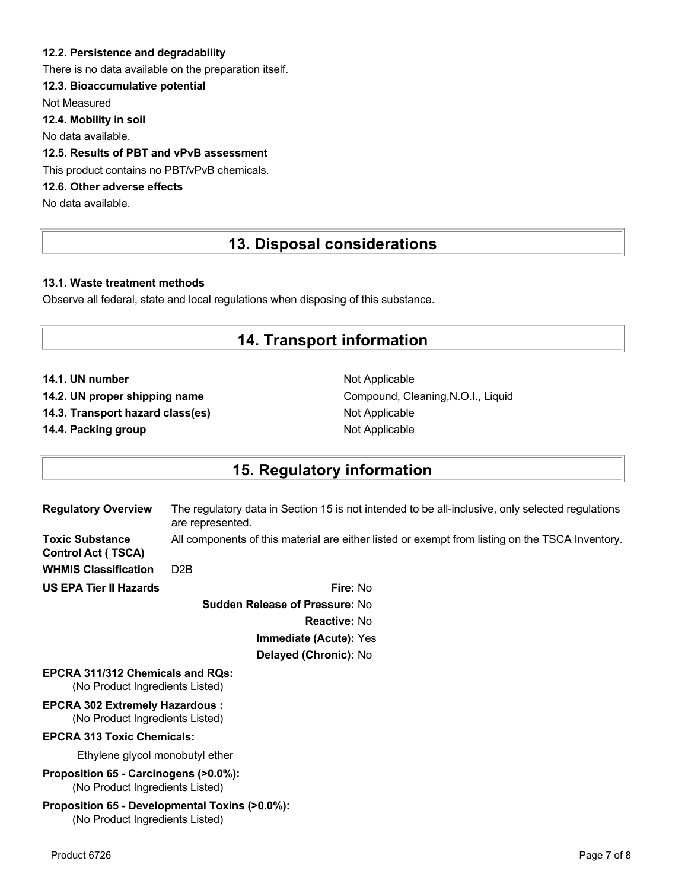### 12.2. Persistence and degradability

There is no data available on the preparation itself.

### 12.3. Bioaccumulative potential

Not Measured

### 12.4. Mobility in soil

No data available.

### 12.5. Results of PBT and vPvB assessment

This product contains no PBT/vPvB chemicals.

### 12.6. Other adverse effects

No data available.

## 13. Disposal considerations

### 13.1. Waste treatment methods

Observe all federal, state and local regulations when disposing of this substance.

## 14. Transport information

| | |
|---|---|
| **14.1. UN number** | Not Applicable |
| **14.2. UN proper shipping name** | Compound, Cleaning,N.O.I., Liquid |
| **14.3. Transport hazard class(es)** | Not Applicable |
| **14.4. Packing group** | Not Applicable |

## 15. Regulatory information

| | |
|---|---|
| **Regulatory Overview** | The regulatory data in Section 15 is not intended to be all-inclusive, only selected regulations are represented. |
| **Toxic Substance Control Act ( TSCA)** | All components of this material are either listed or exempt from listing on the TSCA Inventory. |
| **WHMIS Classification** | D2B |

**US EPA Tier II Hazards**

**Fire:** No

**Sudden Release of Pressure:** No

**Reactive:** No

**Immediate (Acute):** Yes

**Delayed (Chronic):** No

**EPCRA 311/312 Chemicals and RQs:**
(No Product Ingredients Listed)

**EPCRA 302 Extremely Hazardous :**
(No Product Ingredients Listed)

**EPCRA 313 Toxic Chemicals:**

Ethylene glycol monobutyl ether

**Proposition 65 - Carcinogens (>0.0%):**
(No Product Ingredients Listed)

**Proposition 65 - Developmental Toxins (>0.0%):**
(No Product Ingredients Listed)

Product 6726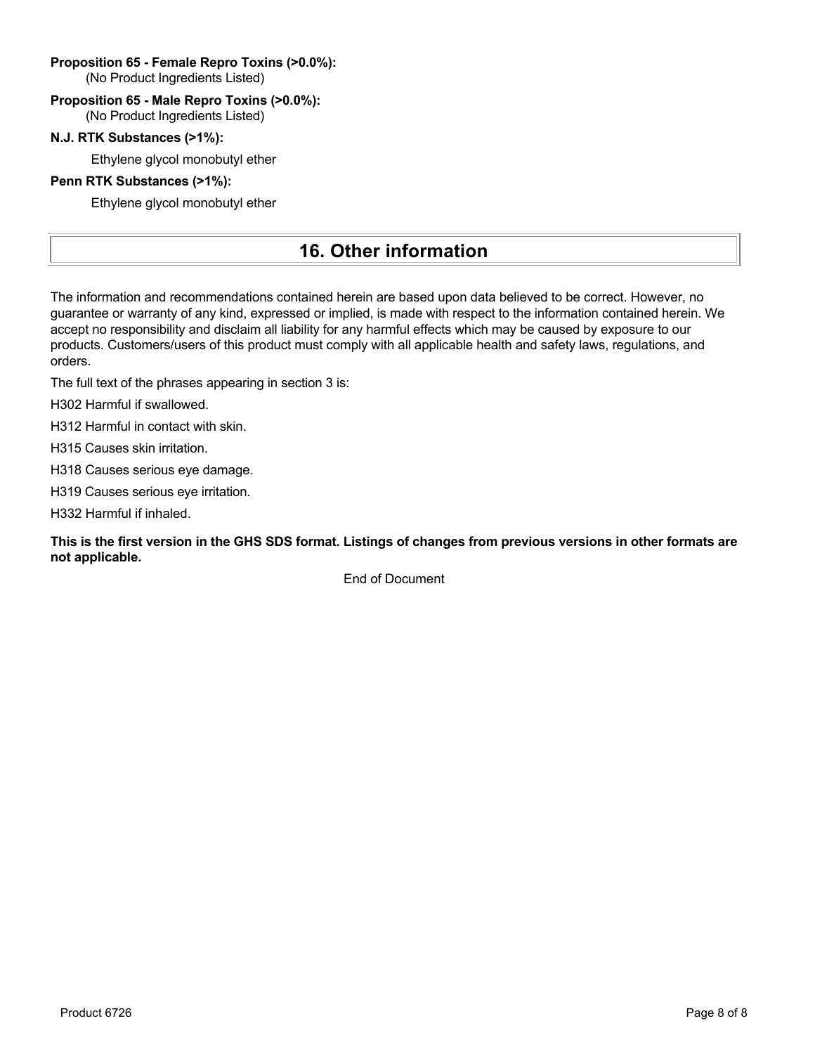**Proposition 65 - Female Repro Toxins (>0.0%):**
(No Product Ingredients Listed)

**Proposition 65 - Male Repro Toxins (>0.0%):**
(No Product Ingredients Listed)

**N.J. RTK Substances (>1%):**

Ethylene glycol monobutyl ether

**Penn RTK Substances (>1%):**

Ethylene glycol monobutyl ether

## 16. Other information

The information and recommendations contained herein are based upon data believed to be correct. However, no guarantee or warranty of any kind, expressed or implied, is made with respect to the information contained herein. We accept no responsibility and disclaim all liability for any harmful effects which may be caused by exposure to our products. Customers/users of this product must comply with all applicable health and safety laws, regulations, and orders.

The full text of the phrases appearing in section 3 is:

H302 Harmful if swallowed.

H312 Harmful in contact with skin.

H315 Causes skin irritation.

H318 Causes serious eye damage.

H319 Causes serious eye irritation.

H332 Harmful if inhaled.

**This is the first version in the GHS SDS format. Listings of changes from previous versions in other formats are not applicable.**

End of Document